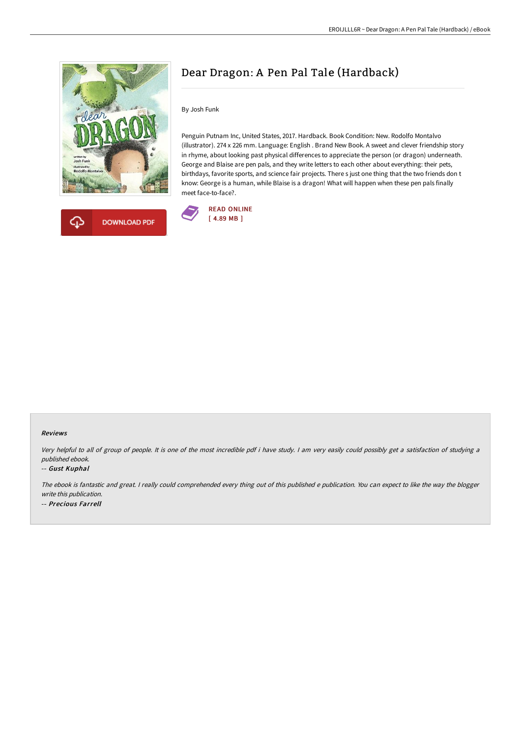# Dear Dragon: A Pen Pal Tale (Hardback)

By Josh Funk

Penguin Putnam Inc, United States, 2017. Hardback. Book Condition: New. Rodolfo Montalvo (illustrator). 274 x 226 mm. Language: English . Brand New Book. A sweet and clever friendship story in rhyme, about looking past physical differences to appreciate the person (or dragon) underneath. George and Blaise are pen pals, and they write letters to each other about everything: their pets, birthdays, favorite sports, and science fair projects. There s just one thing that the two friends don t know: George is a human, while Blaise is a dragon! What will happen when these pen pals finally meet face-to-face?.

DOWNLOAD PDF

READ ONLINE
[ 4.89 MB ]

### Reviews

*Very helpful to all of group of people. It is one of the most incredible pdf i have study. I am very easily could possibly get a satisfaction of studying a published ebook.*

*-- Gust Kuphal*

*The ebook is fantastic and great. I really could comprehended every thing out of this published e publication. You can expect to like the way the blogger write this publication.*

*-- Precious Farrell*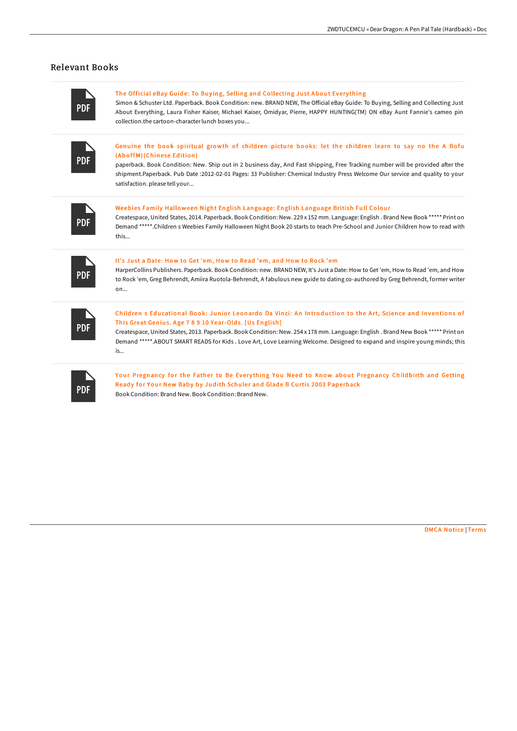## Relevant Books

**The Official eBay Guide: To Buying, Selling and Collecting Just About Everything**

Simon & Schuster Ltd. Paperback. Book Condition: new. BRAND NEW, The Official eBay Guide: To Buying, Selling and Collecting Just About Everything, Laura Fisher Kaiser, Michael Kaiser, Omidyar, Pierre, HAPPY HUNTING(TM) ON eBay Aunt Fannie's cameo pin collection.the cartoon-character lunch boxes you...

**Genuine the book spiritual growth of children picture books: let the children learn to say no the A Bofu (AboffM)(Chinese Edition)**

paperback. Book Condition: New. Ship out in 2 business day, And Fast shipping, Free Tracking number will be provided after the shipment.Paperback. Pub Date :2012-02-01 Pages: 33 Publisher: Chemical Industry Press Welcome Our service and quality to your satisfaction. please tell your...

**Weebies Family Halloween Night English Language: English Language British Full Colour**

Createspace, United States, 2014. Paperback. Book Condition: New. 229 x 152 mm. Language: English . Brand New Book ***** Print on Demand *****.Children s Weebies Family Halloween Night Book 20 starts to teach Pre-School and Junior Children how to read with this...

**It's Just a Date: How to Get 'em, How to Read 'em, and How to Rock 'em**

HarperCollins Publishers. Paperback. Book Condition: new. BRAND NEW, It's Just a Date: How to Get 'em, How to Read 'em, and How to Rock 'em, Greg Behrendt, Amiira Ruotola-Behrendt, A fabulous new guide to dating co-authored by Greg Behrendt, former writer on...

**Children s Educational Book: Junior Leonardo Da Vinci: An Introduction to the Art, Science and Inventions of This Great Genius. Age 7 8 9 10 Year-Olds. [Us English]**

Createspace, United States, 2013. Paperback. Book Condition: New. 254 x 178 mm. Language: English . Brand New Book ***** Print on Demand *****.ABOUT SMART READS for Kids . Love Art, Love Learning Welcome. Designed to expand and inspire young minds; this is...

**Your Pregnancy for the Father to Be Everything You Need to Know about Pregnancy Childbirth and Getting Ready for Your New Baby by Judith Schuler and Glade B Curtis 2003 Paperback**

Book Condition: Brand New. Book Condition: Brand New.